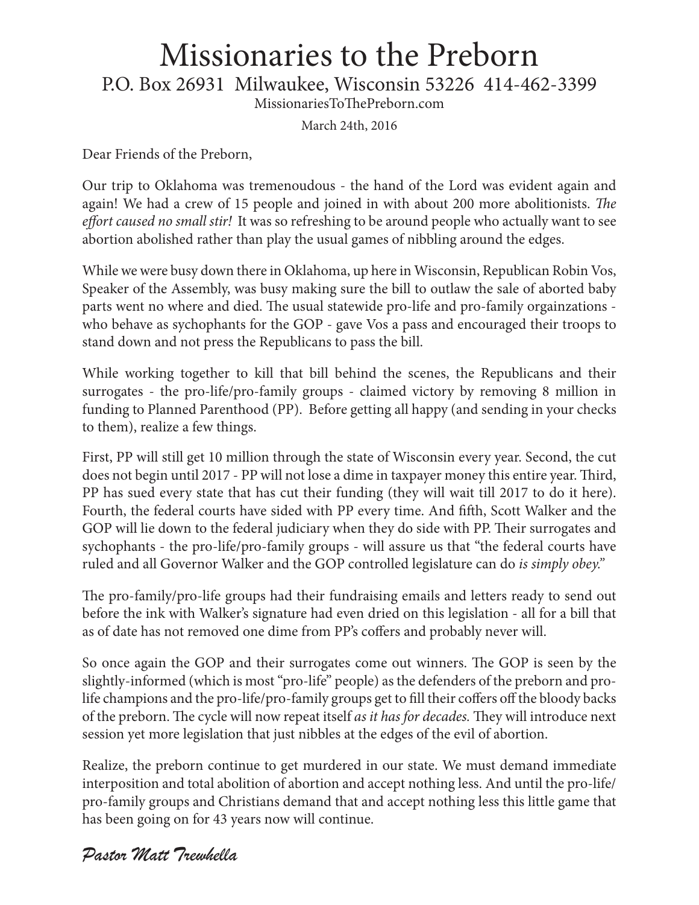# Missionaries to the Preborn

P.O. Box 26931 Milwaukee, Wisconsin 53226 414-462-3399

MissionariesToThePreborn.com

March 24th, 2016

Dear Friends of the Preborn,

Our trip to Oklahoma was tremenoudous - the hand of the Lord was evident again and again! We had a crew of 15 people and joined in with about 200 more abolitionists. *The effort caused no small stir!* It was so refreshing to be around people who actually want to see abortion abolished rather than play the usual games of nibbling around the edges.

While we were busy down there in Oklahoma, up here in Wisconsin, Republican Robin Vos, Speaker of the Assembly, was busy making sure the bill to outlaw the sale of aborted baby parts went no where and died. The usual statewide pro-life and pro-family orgainzations - who behave as sychophants for the GOP - gave Vos a pass and encouraged their troops to stand down and not press the Republicans to pass the bill.

While working together to kill that bill behind the scenes, the Republicans and their surrogates - the pro-life/pro-family groups - claimed victory by removing 8 million in funding to Planned Parenthood (PP). Before getting all happy (and sending in your checks to them), realize a few things.

First, PP will still get 10 million through the state of Wisconsin every year. Second, the cut does not begin until 2017 - PP will not lose a dime in taxpayer money this entire year. Third, PP has sued every state that has cut their funding (they will wait till 2017 to do it here). Fourth, the federal courts have sided with PP every time. And fifth, Scott Walker and the GOP will lie down to the federal judiciary when they do side with PP. Their surrogates and sychophants - the pro-life/pro-family groups - will assure us that "the federal courts have ruled and all Governor Walker and the GOP controlled legislature can do *is simply obey.*"

The pro-family/pro-life groups had their fundraising emails and letters ready to send out before the ink with Walker's signature had even dried on this legislation - all for a bill that as of date has not removed one dime from PP's coffers and probably never will.

So once again the GOP and their surrogates come out winners. The GOP is seen by the slightly-informed (which is most "pro-life" people) as the defenders of the preborn and pro-life champions and the pro-life/pro-family groups get to fill their coffers off the bloody backs of the preborn. The cycle will now repeat itself *as it has for decades.* They will introduce next session yet more legislation that just nibbles at the edges of the evil of abortion.

Realize, the preborn continue to get murdered in our state. We must demand immediate interposition and total abolition of abortion and accept nothing less. And until the pro-life/pro-family groups and Christians demand that and accept nothing less this little game that has been going on for 43 years now will continue.

*Pastor Matt Trewhella*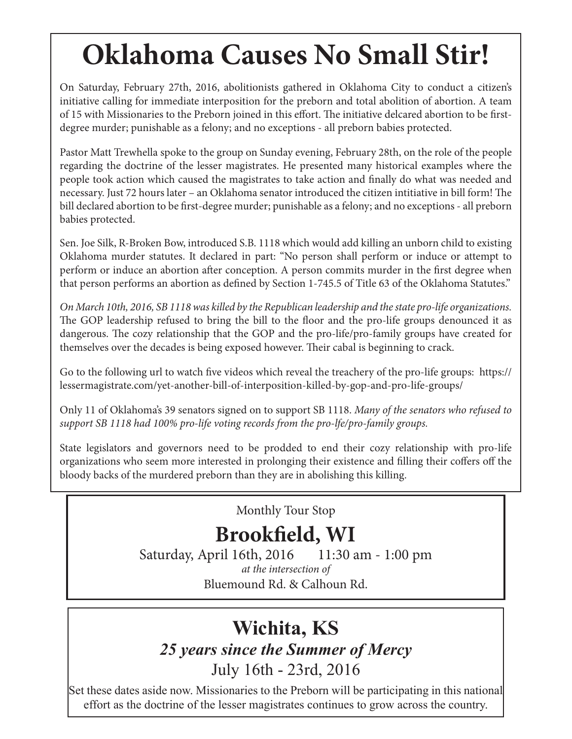# Oklahoma Causes No Small Stir!

On Saturday, February 27th, 2016, abolitionists gathered in Oklahoma City to conduct a citizen's initiative calling for immediate interposition for the preborn and total abolition of abortion. A team of 15 with Missionaries to the Preborn joined in this effort. The initiative delcared abortion to be first-degree murder; punishable as a felony; and no exceptions - all preborn babies protected.

Pastor Matt Trewhella spoke to the group on Sunday evening, February 28th, on the role of the people regarding the doctrine of the lesser magistrates. He presented many historical examples where the people took action which caused the magistrates to take action and finally do what was needed and necessary. Just 72 hours later – an Oklahoma senator introduced the citizen intitiative in bill form! The bill declared abortion to be first-degree murder; punishable as a felony; and no exceptions - all preborn babies protected.

Sen. Joe Silk, R-Broken Bow, introduced S.B. 1118 which would add killing an unborn child to existing Oklahoma murder statutes. It declared in part: "No person shall perform or induce or attempt to perform or induce an abortion after conception. A person commits murder in the first degree when that person performs an abortion as defined by Section 1-745.5 of Title 63 of the Oklahoma Statutes."

*On March 10th, 2016, SB 1118 was killed by the Republican leadership and the state pro-life organizations.* The GOP leadership refused to bring the bill to the floor and the pro-life groups denounced it as dangerous. The cozy relationship that the GOP and the pro-life/pro-family groups have created for themselves over the decades is being exposed however. Their cabal is beginning to crack.

Go to the following url to watch five videos which reveal the treachery of the pro-life groups: https://lessermagistrate.com/yet-another-bill-of-interposition-killed-by-gop-and-pro-life-groups/

Only 11 of Oklahoma's 39 senators signed on to support SB 1118. *Many of the senators who refused to support SB 1118 had 100% pro-life voting records from the pro-lfe/pro-family groups.*

State legislators and governors need to be prodded to end their cozy relationship with pro-life organizations who seem more interested in prolonging their existence and filling their coffers off the bloody backs of the murdered preborn than they are in abolishing this killing.

Monthly Tour Stop

## Brookfield, WI

Saturday, April 16th, 2016 11:30 am - 1:00 pm

*at the intersection of*

Bluemound Rd. & Calhoun Rd.

## Wichita, KS

***25 years since the Summer of Mercy***

July 16th - 23rd, 2016

Set these dates aside now. Missionaries to the Preborn will be participating in this national effort as the doctrine of the lesser magistrates continues to grow across the country.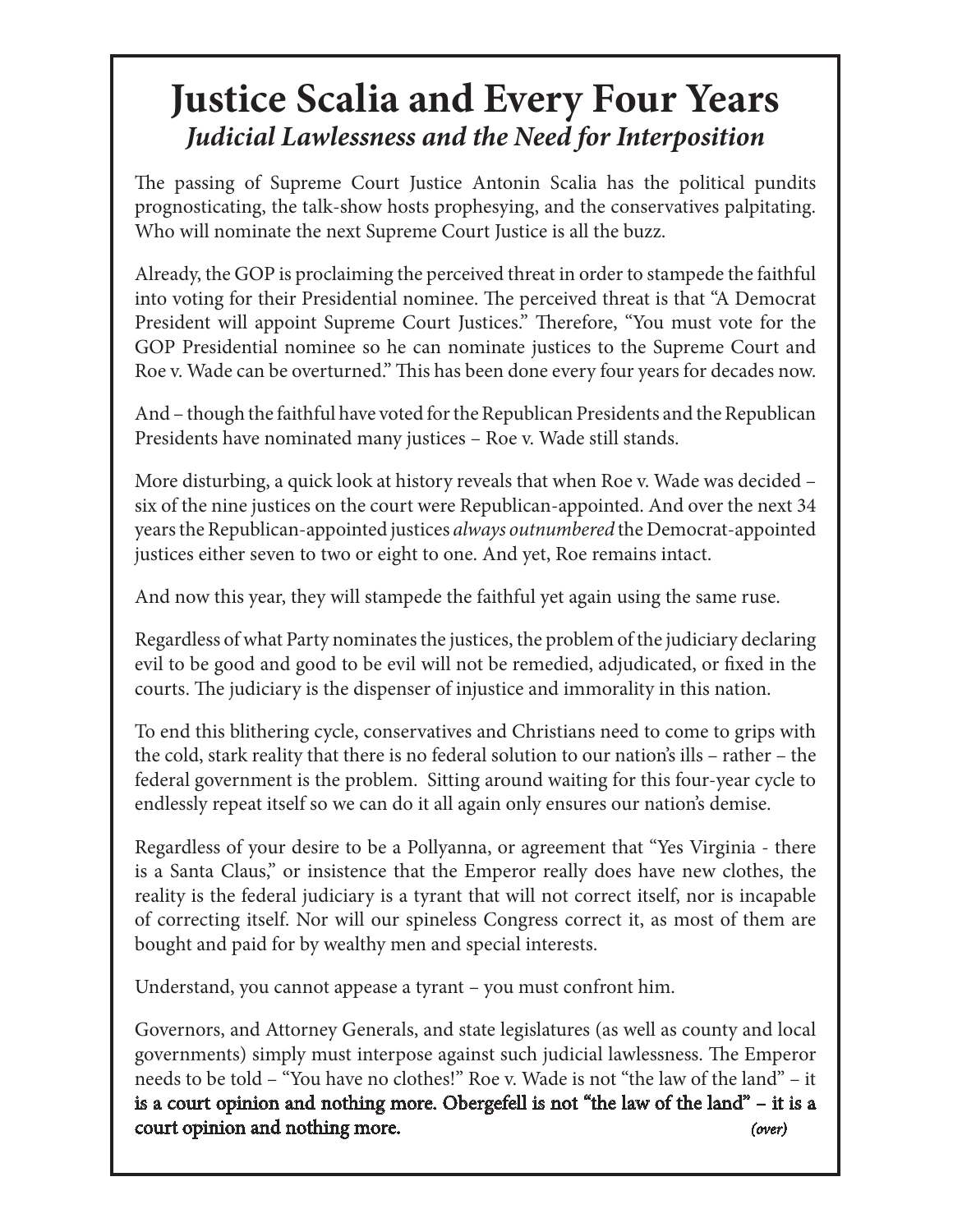# Justice Scalia and Every Four Years

### *Judicial Lawlessness and the Need for Interposition*

The passing of Supreme Court Justice Antonin Scalia has the political pundits prognosticating, the talk-show hosts prophesying, and the conservatives palpitating. Who will nominate the next Supreme Court Justice is all the buzz.

Already, the GOP is proclaiming the perceived threat in order to stampede the faithful into voting for their Presidential nominee. The perceived threat is that "A Democrat President will appoint Supreme Court Justices." Therefore, "You must vote for the GOP Presidential nominee so he can nominate justices to the Supreme Court and Roe v. Wade can be overturned." This has been done every four years for decades now.

And – though the faithful have voted for the Republican Presidents and the Republican Presidents have nominated many justices – Roe v. Wade still stands.

More disturbing, a quick look at history reveals that when Roe v. Wade was decided – six of the nine justices on the court were Republican-appointed. And over the next 34 years the Republican-appointed justices *always outnumbered* the Democrat-appointed justices either seven to two or eight to one. And yet, Roe remains intact.

And now this year, they will stampede the faithful yet again using the same ruse.

Regardless of what Party nominates the justices, the problem of the judiciary declaring evil to be good and good to be evil will not be remedied, adjudicated, or fixed in the courts. The judiciary is the dispenser of injustice and immorality in this nation.

To end this blithering cycle, conservatives and Christians need to come to grips with the cold, stark reality that there is no federal solution to our nation's ills – rather – the federal government is the problem. Sitting around waiting for this four-year cycle to endlessly repeat itself so we can do it all again only ensures our nation's demise.

Regardless of your desire to be a Pollyanna, or agreement that "Yes Virginia - there is a Santa Claus," or insistence that the Emperor really does have new clothes, the reality is the federal judiciary is a tyrant that will not correct itself, nor is incapable of correcting itself. Nor will our spineless Congress correct it, as most of them are bought and paid for by wealthy men and special interests.

Understand, you cannot appease a tyrant – you must confront him.

Governors, and Attorney Generals, and state legislatures (as well as county and local governments) simply must interpose against such judicial lawlessness. The Emperor needs to be told – "You have no clothes!" Roe v. Wade is not "the law of the land" – it **is a court opinion and nothing more. Obergefell is not "the law of the land" – it is a court opinion and nothing more.**

*(over)*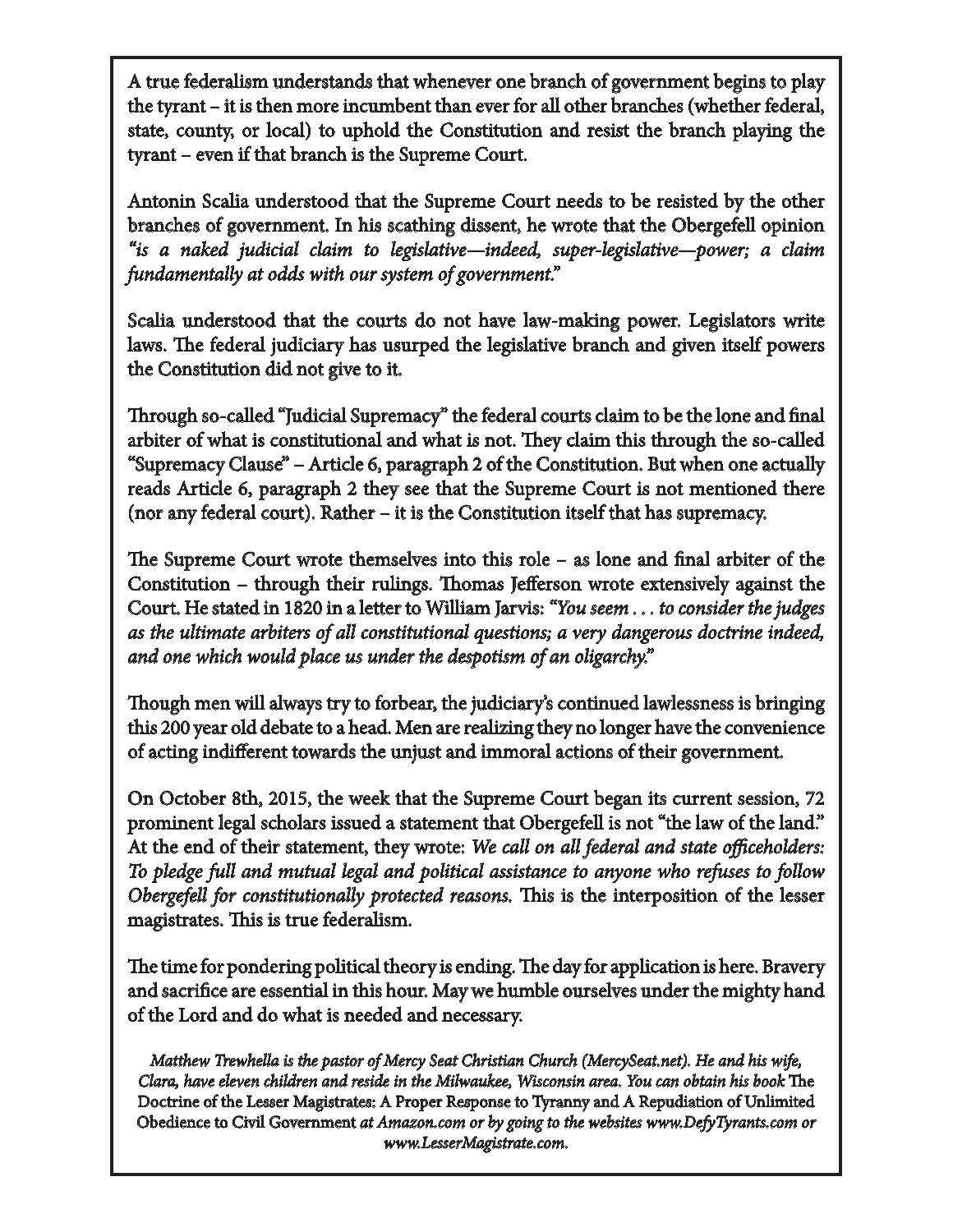A true federalism understands that whenever one branch of government begins to play the tyrant – it is then more incumbent than ever for all other branches (whether federal, state, county, or local) to uphold the Constitution and resist the branch playing the tyrant – even if that branch is the Supreme Court.

Antonin Scalia understood that the Supreme Court needs to be resisted by the other branches of government. In his scathing dissent, he wrote that the Obergefell opinion *"is a naked judicial claim to legislative—indeed, super-legislative—power; a claim fundamentally at odds with our system of government."*

Scalia understood that the courts do not have law-making power. Legislators write laws. The federal judiciary has usurped the legislative branch and given itself powers the Constitution did not give to it.

Through so-called "Judicial Supremacy" the federal courts claim to be the lone and final arbiter of what is constitutional and what is not. They claim this through the so-called "Supremacy Clause" – Article 6, paragraph 2 of the Constitution. But when one actually reads Article 6, paragraph 2 they see that the Supreme Court is not mentioned there (nor any federal court). Rather – it is the Constitution itself that has supremacy.

The Supreme Court wrote themselves into this role – as lone and final arbiter of the Constitution – through their rulings. Thomas Jefferson wrote extensively against the Court. He stated in 1820 in a letter to William Jarvis: *"You seem . . . to consider the judges as the ultimate arbiters of all constitutional questions; a very dangerous doctrine indeed, and one which would place us under the despotism of an oligarchy."*

Though men will always try to forbear, the judiciary's continued lawlessness is bringing this 200 year old debate to a head. Men are realizing they no longer have the convenience of acting indifferent towards the unjust and immoral actions of their government.

On October 8th, 2015, the week that the Supreme Court began its current session, 72 prominent legal scholars issued a statement that Obergefell is not "the law of the land." At the end of their statement, they wrote: *We call on all federal and state officeholders: To pledge full and mutual legal and political assistance to anyone who refuses to follow Obergefell for constitutionally protected reasons.* This is the interposition of the lesser magistrates. This is true federalism.

The time for pondering political theory is ending. The day for application is here. Bravery and sacrifice are essential in this hour. May we humble ourselves under the mighty hand of the Lord and do what is needed and necessary.

*Matthew Trewhella is the pastor of Mercy Seat Christian Church (MercySeat.net). He and his wife, Clara, have eleven children and reside in the Milwaukee, Wisconsin area. You can obtain his book* The Doctrine of the Lesser Magistrates: A Proper Response to Tyranny and A Repudiation of Unlimited Obedience to Civil Government *at Amazon.com or by going to the websites www.DefyTyrants.com or www.LesserMagistrate.com.*